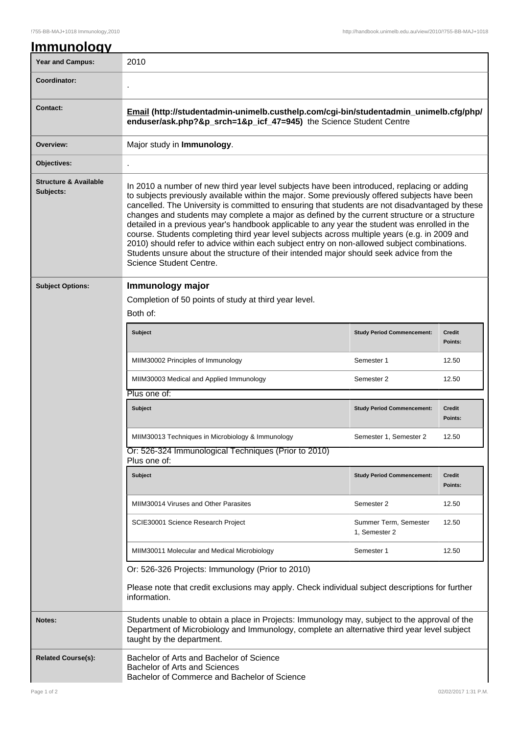# Immunology

| | |
|---|---|
| **Year and Campus:** | 2010 |
| **Coordinator:** | . |
| **Contact:** | **Email (http://studentadmin-unimelb.custhelp.com/cgi-bin/studentadmin_unimelb.cfg/php/enduser/ask.php?&p_srch=1&p_icf_47=945)** the Science Student Centre |
| **Overview:** | Major study in **Immunology**. |
| **Objectives:** | . |
| **Structure & Available Subjects:** | In 2010 a number of new third year level subjects have been introduced, replacing or adding to subjects previously available within the major. Some previously offered subjects have been cancelled. The University is committed to ensuring that students are not disadvantaged by these changes and students may complete a major as defined by the current structure or a structure detailed in a previous year's handbook applicable to any year the student was enrolled in the course. Students completing third year level subjects across multiple years (e.g. in 2009 and 2010) should refer to advice within each subject entry on non-allowed subject combinations. Students unsure about the structure of their intended major should seek advice from the Science Student Centre. |

**Subject Options:**

### Immunology major

Completion of 50 points of study at third year level.

Both of:

| Subject | Study Period Commencement: | Credit Points: |
|---|---|---|
| MIIM30002 Principles of Immunology | Semester 1 | 12.50 |
| MIIM30003 Medical and Applied Immunology | Semester 2 | 12.50 |

Plus one of:

| Subject | Study Period Commencement: | Credit Points: |
|---|---|---|
| MIIM30013 Techniques in Microbiology & Immunology | Semester 1, Semester 2 | 12.50 |

Or: 526-324 Immunological Techniques (Prior to 2010)

Plus one of:

| Subject | Study Period Commencement: | Credit Points: |
|---|---|---|
| MIIM30014 Viruses and Other Parasites | Semester 2 | 12.50 |
| SCIE30001 Science Research Project | Summer Term, Semester 1, Semester 2 | 12.50 |
| MIIM30011 Molecular and Medical Microbiology | Semester 1 | 12.50 |

Or: 526-326 Projects: Immunology (Prior to 2010)

Please note that credit exclusions may apply. Check individual subject descriptions for further information.

| | |
|---|---|
| **Notes:** | Students unable to obtain a place in Projects: Immunology may, subject to the approval of the Department of Microbiology and Immunology, complete an alternative third year level subject taught by the department. |
| **Related Course(s):** | Bachelor of Arts and Bachelor of Science<br>Bachelor of Arts and Sciences<br>Bachelor of Commerce and Bachelor of Science |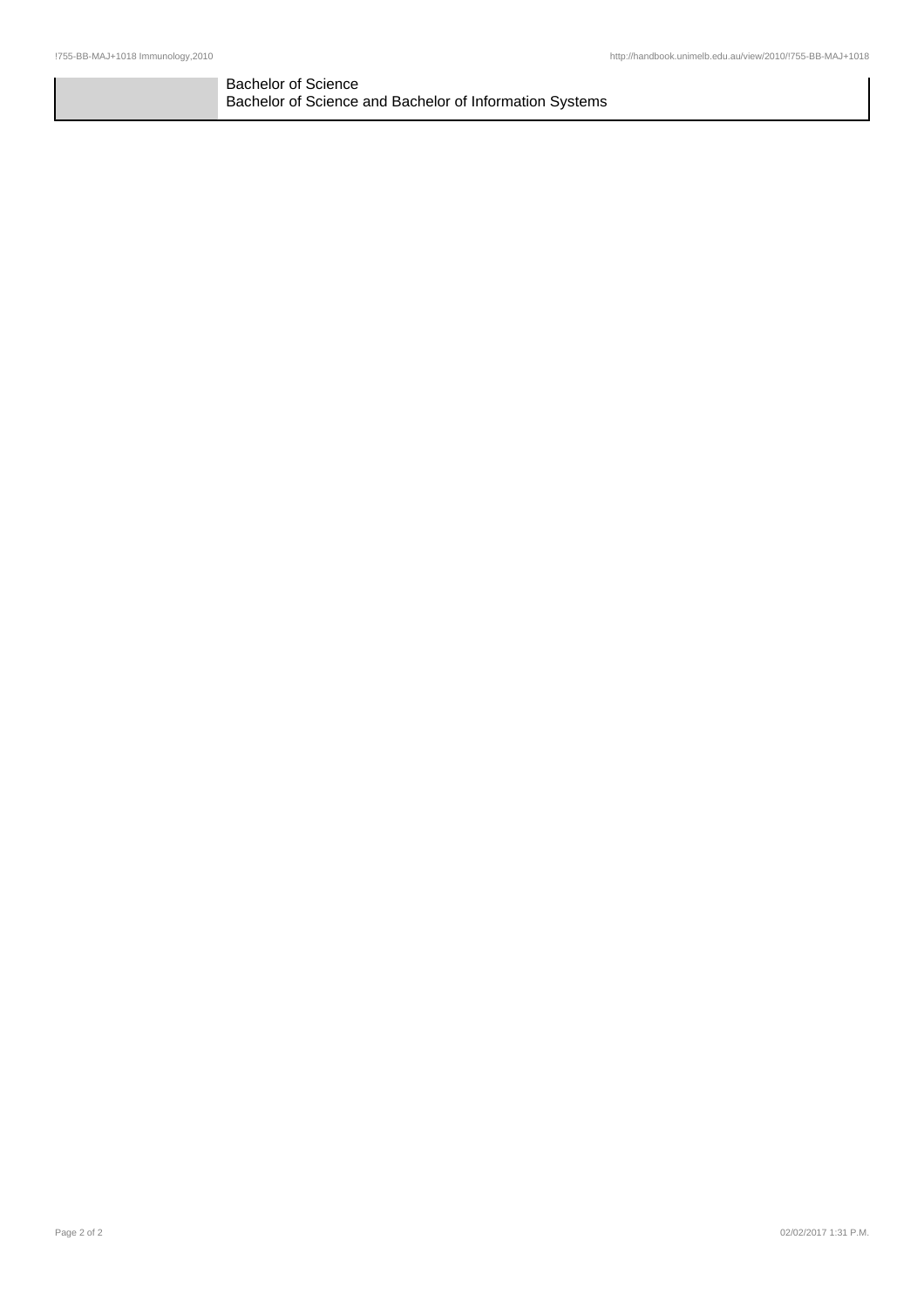| | |
|---|---|
| | Bachelor of Science<br>Bachelor of Science and Bachelor of Information Systems |